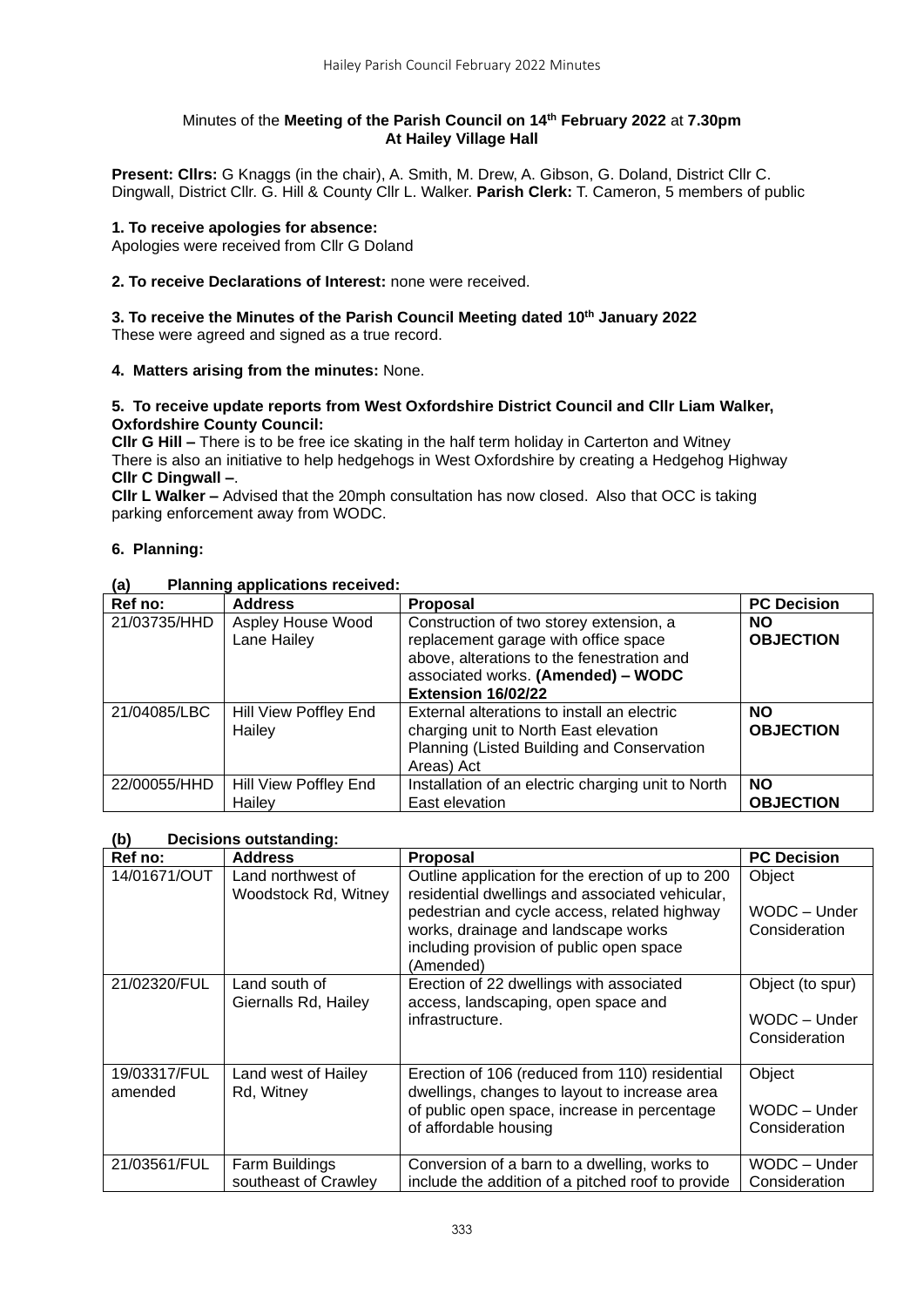Minutes of the **Meeting of the Parish Council on 14th February 2022** at **7.30pm**
**At Hailey Village Hall**

**Present: Cllrs:** G Knaggs (in the chair), A. Smith, M. Drew, A. Gibson, G. Doland, District Cllr C. Dingwall, District Cllr. G. Hill & County Cllr L. Walker. **Parish Clerk:** T. Cameron, 5 members of public

**1. To receive apologies for absence:**
Apologies were received from Cllr G Doland

**2. To receive Declarations of Interest:** none were received.

**3. To receive the Minutes of the Parish Council Meeting dated 10th January 2022**
These were agreed and signed as a true record.

**4. Matters arising from the minutes:** None.

**5. To receive update reports from West Oxfordshire District Council and Cllr Liam Walker, Oxfordshire County Council:**
**Cllr G Hill –** There is to be free ice skating in the half term holiday in Carterton and Witney
There is also an initiative to help hedgehogs in West Oxfordshire by creating a Hedgehog Highway
**Cllr C Dingwall –**.
**Cllr L Walker –** Advised that the 20mph consultation has now closed. Also that OCC is taking parking enforcement away from WODC.

**6. Planning:**

**(a) Planning applications received:**

| Ref no: | Address | Proposal | PC Decision |
|---|---|---|---|
| 21/03735/HHD | Aspley House Wood Lane Hailey | Construction of two storey extension, a replacement garage with office space above, alterations to the fenestration and associated works. **(Amended) – WODC Extension 16/02/22** | **NO OBJECTION** |
| 21/04085/LBC | Hill View Poffley End Hailey | External alterations to install an electric charging unit to North East elevation Planning (Listed Building and Conservation Areas) Act | **NO OBJECTION** |
| 22/00055/HHD | Hill View Poffley End Hailey | Installation of an electric charging unit to North East elevation | **NO OBJECTION** |

**(b) Decisions outstanding:**

| Ref no: | Address | Proposal | PC Decision |
|---|---|---|---|
| 14/01671/OUT | Land northwest of Woodstock Rd, Witney | Outline application for the erection of up to 200 residential dwellings and associated vehicular, pedestrian and cycle access, related highway works, drainage and landscape works including provision of public open space (Amended) | Object<br><br>WODC – Under Consideration |
| 21/02320/FUL | Land south of Giernalls Rd, Hailey | Erection of 22 dwellings with associated access, landscaping, open space and infrastructure. | Object (to spur)<br><br>WODC – Under Consideration |
| 19/03317/FUL amended | Land west of Hailey Rd, Witney | Erection of 106 (reduced from 110) residential dwellings, changes to layout to increase area of public open space, increase in percentage of affordable housing | Object<br><br>WODC – Under Consideration |
| 21/03561/FUL | Farm Buildings southeast of Crawley | Conversion of a barn to a dwelling, works to include the addition of a pitched roof to provide | WODC – Under Consideration |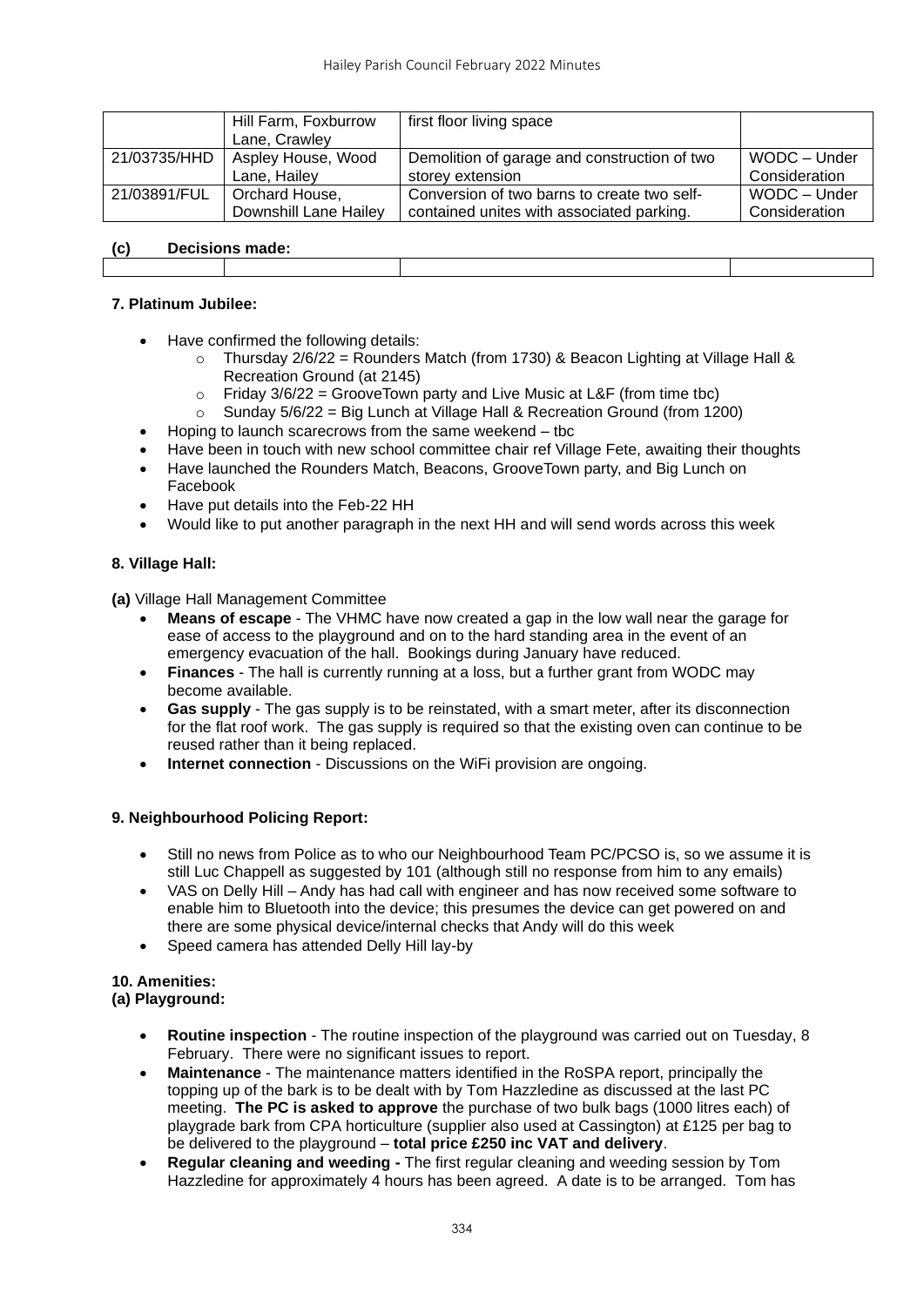|  | Hill Farm, Foxburrow Lane, Crawley | first floor living space |  |
|---|---|---|---|
| 21/03735/HHD | Aspley House, Wood Lane, Hailey | Demolition of garage and construction of two storey extension | WODC – Under Consideration |
| 21/03891/FUL | Orchard House, Downshill Lane Hailey | Conversion of two barns to create two self-contained unites with associated parking. | WODC – Under Consideration |

**(c) Decisions made:**

|  |  |  |  |
|---|---|---|---|
|  |  |  |  |

**7. Platinum Jubilee:**

- Have confirmed the following details:
  - Thursday 2/6/22 = Rounders Match (from 1730) & Beacon Lighting at Village Hall & Recreation Ground (at 2145)
  - Friday 3/6/22 = GrooveTown party and Live Music at L&F (from time tbc)
  - Sunday 5/6/22 = Big Lunch at Village Hall & Recreation Ground (from 1200)
- Hoping to launch scarecrows from the same weekend – tbc
- Have been in touch with new school committee chair ref Village Fete, awaiting their thoughts
- Have launched the Rounders Match, Beacons, GrooveTown party, and Big Lunch on Facebook
- Have put details into the Feb-22 HH
- Would like to put another paragraph in the next HH and will send words across this week

**8. Village Hall:**

**(a)** Village Hall Management Committee

- **Means of escape** - The VHMC have now created a gap in the low wall near the garage for ease of access to the playground and on to the hard standing area in the event of an emergency evacuation of the hall. Bookings during January have reduced.
- **Finances** - The hall is currently running at a loss, but a further grant from WODC may become available.
- **Gas supply** - The gas supply is to be reinstated, with a smart meter, after its disconnection for the flat roof work. The gas supply is required so that the existing oven can continue to be reused rather than it being replaced.
- **Internet connection** - Discussions on the WiFi provision are ongoing.

**9. Neighbourhood Policing Report:**

- Still no news from Police as to who our Neighbourhood Team PC/PCSO is, so we assume it is still Luc Chappell as suggested by 101 (although still no response from him to any emails)
- VAS on Delly Hill – Andy has had call with engineer and has now received some software to enable him to Bluetooth into the device; this presumes the device can get powered on and there are some physical device/internal checks that Andy will do this week
- Speed camera has attended Delly Hill lay-by

**10. Amenities:**

**(a) Playground:**

- **Routine inspection** - The routine inspection of the playground was carried out on Tuesday, 8 February. There were no significant issues to report.
- **Maintenance** - The maintenance matters identified in the RoSPA report, principally the topping up of the bark is to be dealt with by Tom Hazzledine as discussed at the last PC meeting. **The PC is asked to approve** the purchase of two bulk bags (1000 litres each) of playgrade bark from CPA horticulture (supplier also used at Cassington) at £125 per bag to be delivered to the playground – **total price £250 inc VAT and delivery**.
- **Regular cleaning and weeding -** The first regular cleaning and weeding session by Tom Hazzledine for approximately 4 hours has been agreed. A date is to be arranged. Tom has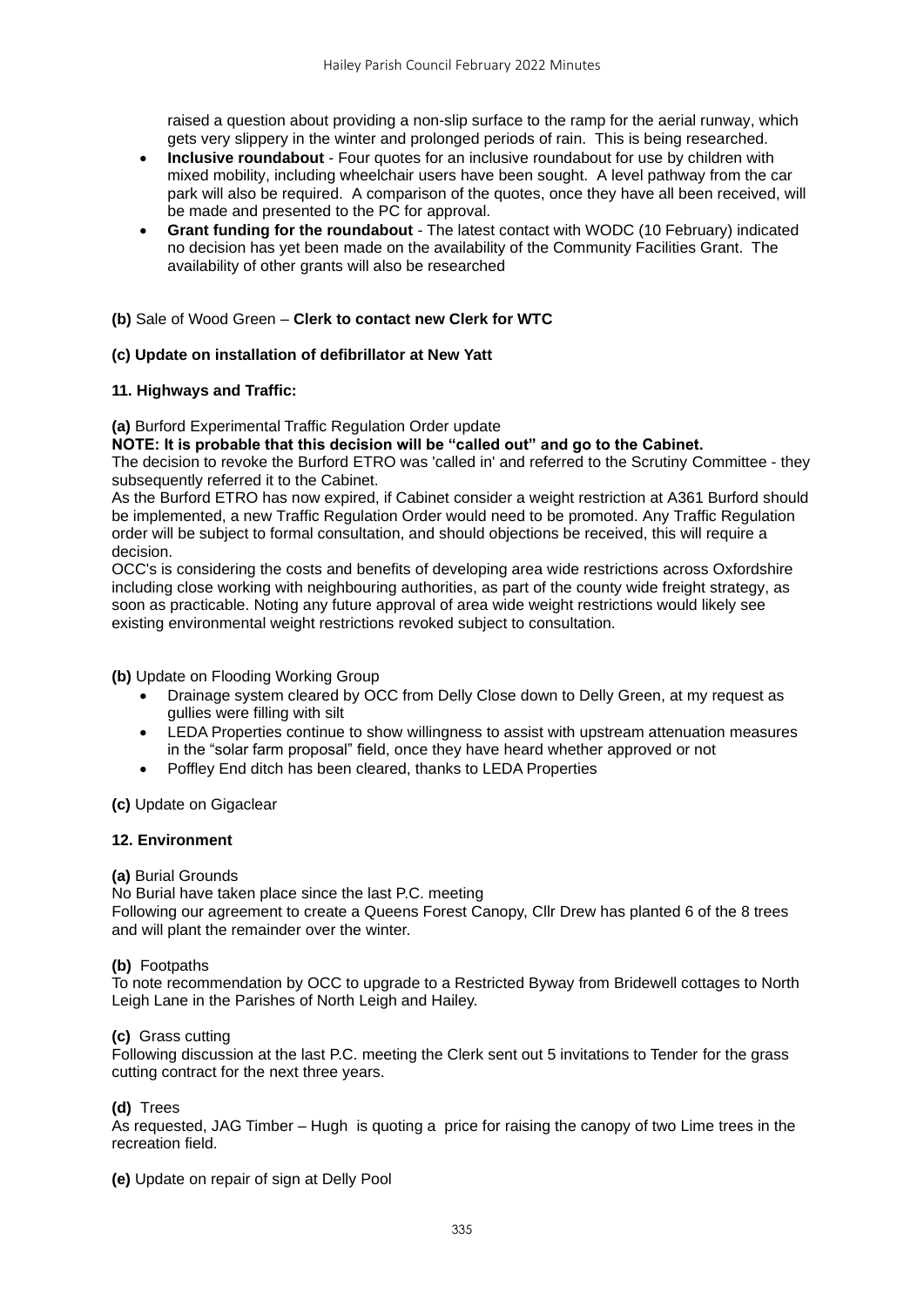raised a question about providing a non-slip surface to the ramp for the aerial runway, which gets very slippery in the winter and prolonged periods of rain. This is being researched.

- **Inclusive roundabout** - Four quotes for an inclusive roundabout for use by children with mixed mobility, including wheelchair users have been sought. A level pathway from the car park will also be required. A comparison of the quotes, once they have all been received, will be made and presented to the PC for approval.
- **Grant funding for the roundabout** - The latest contact with WODC (10 February) indicated no decision has yet been made on the availability of the Community Facilities Grant. The availability of other grants will also be researched

**(b)** Sale of Wood Green – **Clerk to contact new Clerk for WTC**

**(c) Update on installation of defibrillator at New Yatt**

**11. Highways and Traffic:**

**(a)** Burford Experimental Traffic Regulation Order update

**NOTE: It is probable that this decision will be "called out" and go to the Cabinet.**

The decision to revoke the Burford ETRO was 'called in' and referred to the Scrutiny Committee - they subsequently referred it to the Cabinet.

As the Burford ETRO has now expired, if Cabinet consider a weight restriction at A361 Burford should be implemented, a new Traffic Regulation Order would need to be promoted. Any Traffic Regulation order will be subject to formal consultation, and should objections be received, this will require a decision.

OCC's is considering the costs and benefits of developing area wide restrictions across Oxfordshire including close working with neighbouring authorities, as part of the county wide freight strategy, as soon as practicable. Noting any future approval of area wide weight restrictions would likely see existing environmental weight restrictions revoked subject to consultation.

**(b)** Update on Flooding Working Group

- Drainage system cleared by OCC from Delly Close down to Delly Green, at my request as gullies were filling with silt
- LEDA Properties continue to show willingness to assist with upstream attenuation measures in the "solar farm proposal" field, once they have heard whether approved or not
- Poffley End ditch has been cleared, thanks to LEDA Properties

**(c)** Update on Gigaclear

**12. Environment**

**(a)** Burial Grounds

No Burial have taken place since the last P.C. meeting

Following our agreement to create a Queens Forest Canopy, Cllr Drew has planted 6 of the 8 trees and will plant the remainder over the winter.

**(b)** Footpaths

To note recommendation by OCC to upgrade to a Restricted Byway from Bridewell cottages to North Leigh Lane in the Parishes of North Leigh and Hailey.

**(c)** Grass cutting

Following discussion at the last P.C. meeting the Clerk sent out 5 invitations to Tender for the grass cutting contract for the next three years.

**(d)** Trees

As requested, JAG Timber – Hugh is quoting a price for raising the canopy of two Lime trees in the recreation field.

**(e)** Update on repair of sign at Delly Pool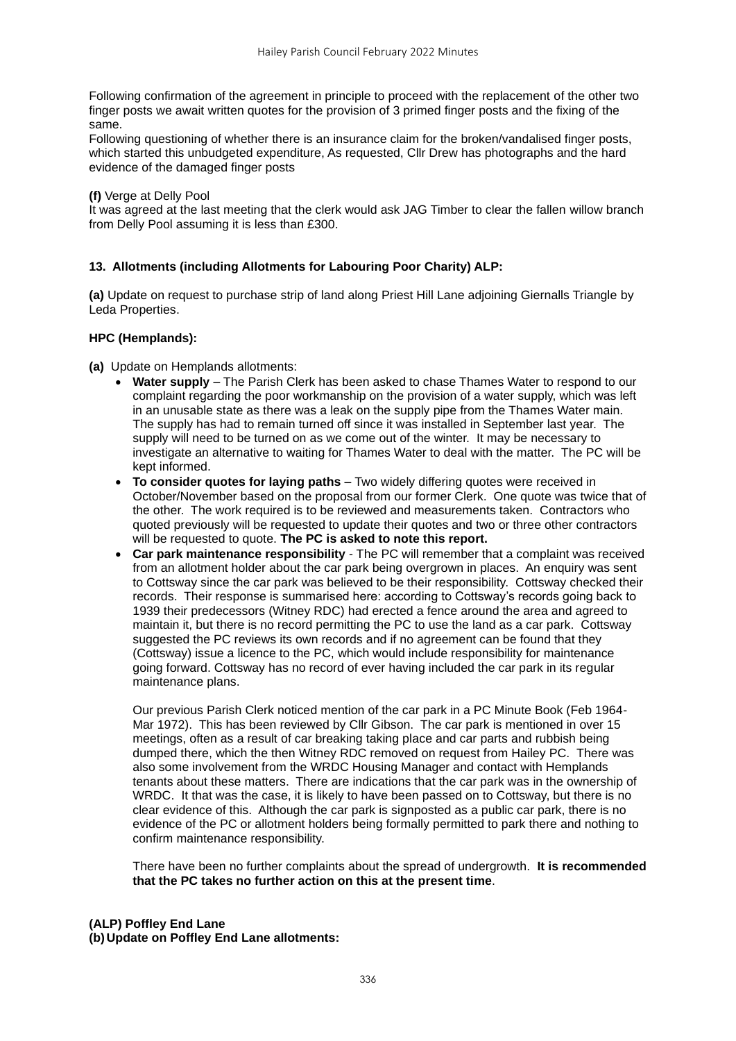Following confirmation of the agreement in principle to proceed with the replacement of the other two finger posts we await written quotes for the provision of 3 primed finger posts and the fixing of the same.

Following questioning of whether there is an insurance claim for the broken/vandalised finger posts, which started this unbudgeted expenditure, As requested, Cllr Drew has photographs and the hard evidence of the damaged finger posts

**(f)** Verge at Delly Pool

It was agreed at the last meeting that the clerk would ask JAG Timber to clear the fallen willow branch from Delly Pool assuming it is less than £300.

**13. Allotments (including Allotments for Labouring Poor Charity) ALP:**

**(a)** Update on request to purchase strip of land along Priest Hill Lane adjoining Giernalls Triangle by Leda Properties.

**HPC (Hemplands):**

**(a)** Update on Hemplands allotments:

- **Water supply** – The Parish Clerk has been asked to chase Thames Water to respond to our complaint regarding the poor workmanship on the provision of a water supply, which was left in an unusable state as there was a leak on the supply pipe from the Thames Water main. The supply has had to remain turned off since it was installed in September last year. The supply will need to be turned on as we come out of the winter. It may be necessary to investigate an alternative to waiting for Thames Water to deal with the matter. The PC will be kept informed.
- **To consider quotes for laying paths** – Two widely differing quotes were received in October/November based on the proposal from our former Clerk. One quote was twice that of the other. The work required is to be reviewed and measurements taken. Contractors who quoted previously will be requested to update their quotes and two or three other contractors will be requested to quote. **The PC is asked to note this report.**
- **Car park maintenance responsibility** - The PC will remember that a complaint was received from an allotment holder about the car park being overgrown in places. An enquiry was sent to Cottsway since the car park was believed to be their responsibility. Cottsway checked their records. Their response is summarised here: according to Cottsway's records going back to 1939 their predecessors (Witney RDC) had erected a fence around the area and agreed to maintain it, but there is no record permitting the PC to use the land as a car park. Cottsway suggested the PC reviews its own records and if no agreement can be found that they (Cottsway) issue a licence to the PC, which would include responsibility for maintenance going forward. Cottsway has no record of ever having included the car park in its regular maintenance plans.

  Our previous Parish Clerk noticed mention of the car park in a PC Minute Book (Feb 1964-Mar 1972). This has been reviewed by Cllr Gibson. The car park is mentioned in over 15 meetings, often as a result of car breaking taking place and car parts and rubbish being dumped there, which the then Witney RDC removed on request from Hailey PC. There was also some involvement from the WRDC Housing Manager and contact with Hemplands tenants about these matters. There are indications that the car park was in the ownership of WRDC. It that was the case, it is likely to have been passed on to Cottsway, but there is no clear evidence of this. Although the car park is signposted as a public car park, there is no evidence of the PC or allotment holders being formally permitted to park there and nothing to confirm maintenance responsibility.

  There have been no further complaints about the spread of undergrowth. **It is recommended that the PC takes no further action on this at the present time**.

**(ALP) Poffley End Lane**

**(b) Update on Poffley End Lane allotments:**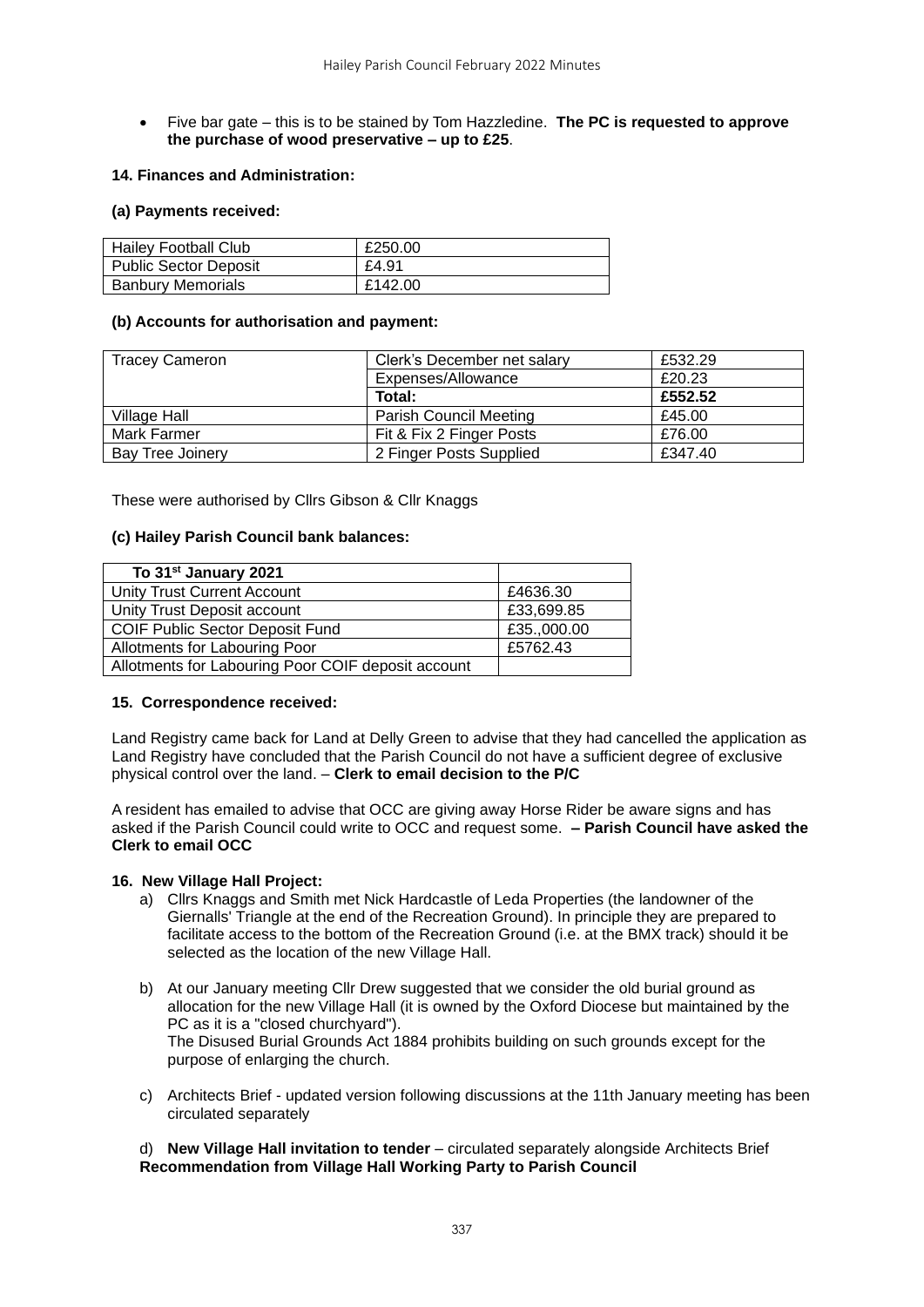- Five bar gate – this is to be stained by Tom Hazzledine. **The PC is requested to approve the purchase of wood preservative – up to £25**.

**14. Finances and Administration:**

**(a) Payments received:**

| Hailey Football Club | £250.00 |
|---|---|
| Public Sector Deposit | £4.91 |
| Banbury Memorials | £142.00 |

**(b) Accounts for authorisation and payment:**

| Tracey Cameron | Clerk's December net salary | £532.29 |
|---|---|---|
| | Expenses/Allowance | £20.23 |
| | **Total:** | **£552.52** |
| Village Hall | Parish Council Meeting | £45.00 |
| Mark Farmer | Fit & Fix 2 Finger Posts | £76.00 |
| Bay Tree Joinery | 2 Finger Posts Supplied | £347.40 |

These were authorised by Cllrs Gibson & Cllr Knaggs

**(c) Hailey Parish Council bank balances:**

| **To 31st January 2021** | |
|---|---|
| Unity Trust Current Account | £4636.30 |
| Unity Trust Deposit account | £33,699.85 |
| COIF Public Sector Deposit Fund | £35.,000.00 |
| Allotments for Labouring Poor | £5762.43 |
| Allotments for Labouring Poor COIF deposit account | |

**15. Correspondence received:**

Land Registry came back for Land at Delly Green to advise that they had cancelled the application as Land Registry have concluded that the Parish Council do not have a sufficient degree of exclusive physical control over the land. – **Clerk to email decision to the P/C**

A resident has emailed to advise that OCC are giving away Horse Rider be aware signs and has asked if the Parish Council could write to OCC and request some. **– Parish Council have asked the Clerk to email OCC**

**16. New Village Hall Project:**

a) Cllrs Knaggs and Smith met Nick Hardcastle of Leda Properties (the landowner of the Giernalls' Triangle at the end of the Recreation Ground). In principle they are prepared to facilitate access to the bottom of the Recreation Ground (i.e. at the BMX track) should it be selected as the location of the new Village Hall.

b) At our January meeting Cllr Drew suggested that we consider the old burial ground as allocation for the new Village Hall (it is owned by the Oxford Diocese but maintained by the PC as it is a "closed churchyard").
The Disused Burial Grounds Act 1884 prohibits building on such grounds except for the purpose of enlarging the church.

c) Architects Brief - updated version following discussions at the 11th January meeting has been circulated separately

d) **New Village Hall invitation to tender** – circulated separately alongside Architects Brief
**Recommendation from Village Hall Working Party to Parish Council**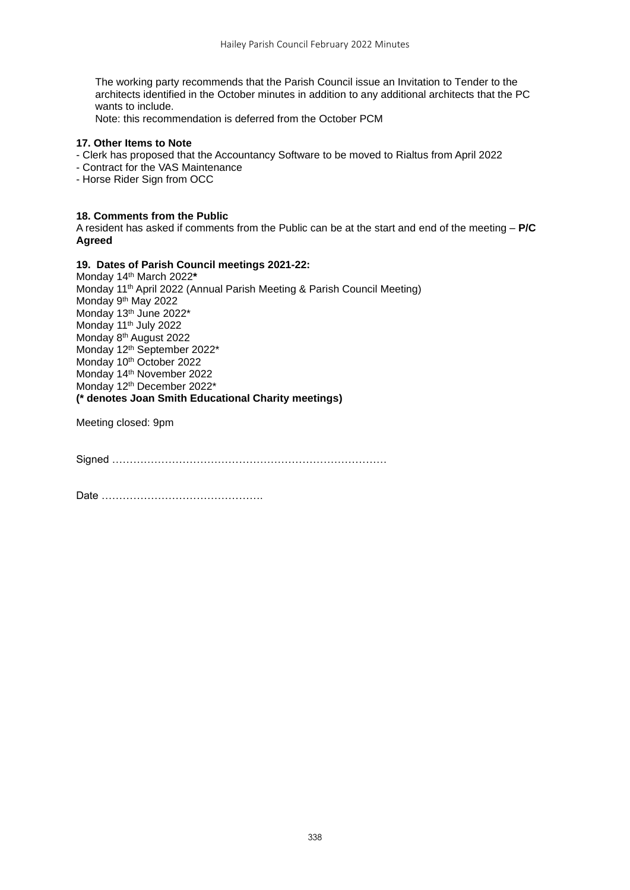The working party recommends that the Parish Council issue an Invitation to Tender to the architects identified in the October minutes in addition to any additional architects that the PC wants to include.
Note: this recommendation is deferred from the October PCM

**17. Other Items to Note**

- Clerk has proposed that the Accountancy Software to be moved to Rialtus from April 2022
- Contract for the VAS Maintenance
- Horse Rider Sign from OCC

**18. Comments from the Public**

A resident has asked if comments from the Public can be at the start and end of the meeting – **P/C Agreed**

**19. Dates of Parish Council meetings 2021-22:**

Monday 14th March 2022**\***
Monday 11th April 2022 (Annual Parish Meeting & Parish Council Meeting)
Monday 9th May 2022
Monday 13th June 2022*
Monday 11th July 2022
Monday 8th August 2022
Monday 12th September 2022*
Monday 10th October 2022
Monday 14th November 2022
Monday 12th December 2022*
**(* denotes Joan Smith Educational Charity meetings)**

Meeting closed: 9pm

Signed ……………………………………………………………………

Date ……………………………………….